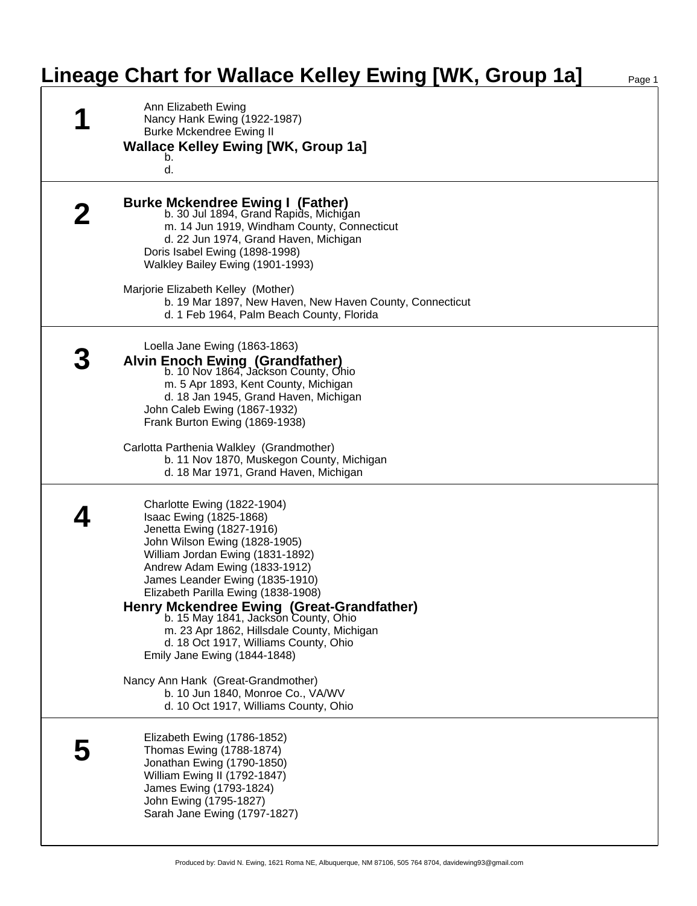# Lineage Chart for Wallace Kelley Ewing [WK, Group 1a]

## 1

Ann Elizabeth Ewing
Nancy Hank Ewing (1922-1987)
Burke Mckendree Ewing II

**Wallace Kelley Ewing [WK, Group 1a]**
b.
d.

## 2

**Burke Mckendree Ewing I (Father)**
b. 30 Jul 1894, Grand Rapids, Michigan
m. 14 Jun 1919, Windham County, Connecticut
d. 22 Jun 1974, Grand Haven, Michigan

Doris Isabel Ewing (1898-1998)
Walkley Bailey Ewing (1901-1993)

Marjorie Elizabeth Kelley (Mother)
b. 19 Mar 1897, New Haven, New Haven County, Connecticut
d. 1 Feb 1964, Palm Beach County, Florida

## 3

Loella Jane Ewing (1863-1863)

**Alvin Enoch Ewing (Grandfather)**
b. 10 Nov 1864, Jackson County, Ohio
m. 5 Apr 1893, Kent County, Michigan
d. 18 Jan 1945, Grand Haven, Michigan

John Caleb Ewing (1867-1932)
Frank Burton Ewing (1869-1938)

Carlotta Parthenia Walkley (Grandmother)
b. 11 Nov 1870, Muskegon County, Michigan
d. 18 Mar 1971, Grand Haven, Michigan

## 4

Charlotte Ewing (1822-1904)
Isaac Ewing (1825-1868)
Jenetta Ewing (1827-1916)
John Wilson Ewing (1828-1905)
William Jordan Ewing (1831-1892)
Andrew Adam Ewing (1833-1912)
James Leander Ewing (1835-1910)
Elizabeth Parilla Ewing (1838-1908)

**Henry Mckendree Ewing (Great-Grandfather)**
b. 15 May 1841, Jackson County, Ohio
m. 23 Apr 1862, Hillsdale County, Michigan
d. 18 Oct 1917, Williams County, Ohio

Emily Jane Ewing (1844-1848)

Nancy Ann Hank (Great-Grandmother)
b. 10 Jun 1840, Monroe Co., VA/WV
d. 10 Oct 1917, Williams County, Ohio

## 5

Elizabeth Ewing (1786-1852)
Thomas Ewing (1788-1874)
Jonathan Ewing (1790-1850)
William Ewing II (1792-1847)
James Ewing (1793-1824)
John Ewing (1795-1827)
Sarah Jane Ewing (1797-1827)

Produced by: David N. Ewing, 1621 Roma NE, Albuquerque, NM 87106, 505 764 8704, davidewing93@gmail.com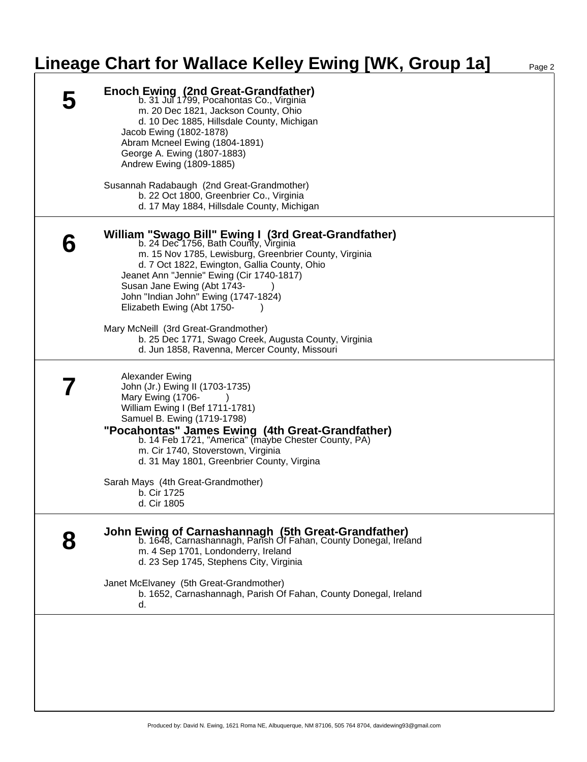# Lineage Chart for Wallace Kelley Ewing [WK, Group 1a]

## 5

**Enoch Ewing (2nd Great-Grandfather)**
b. 31 Jul 1799, Pocahontas Co., Virginia
m. 20 Dec 1821, Jackson County, Ohio
d. 10 Dec 1885, Hillsdale County, Michigan
Jacob Ewing (1802-1878)
Abram Mcneel Ewing (1804-1891)
George A. Ewing (1807-1883)
Andrew Ewing (1809-1885)

Susannah Radabaugh (2nd Great-Grandmother)
b. 22 Oct 1800, Greenbrier Co., Virginia
d. 17 May 1884, Hillsdale County, Michigan

## 6

**William "Swago Bill" Ewing I (3rd Great-Grandfather)**
b. 24 Dec 1756, Bath County, Virginia
m. 15 Nov 1785, Lewisburg, Greenbrier County, Virginia
d. 7 Oct 1822, Ewington, Gallia County, Ohio
Jeanet Ann "Jennie" Ewing (Cir 1740-1817)
Susan Jane Ewing (Abt 1743- )
John "Indian John" Ewing (1747-1824)
Elizabeth Ewing (Abt 1750- )

Mary McNeill (3rd Great-Grandmother)
b. 25 Dec 1771, Swago Creek, Augusta County, Virginia
d. Jun 1858, Ravenna, Mercer County, Missouri

## 7

Alexander Ewing
John (Jr.) Ewing II (1703-1735)
Mary Ewing (1706- )
William Ewing I (Bef 1711-1781)
Samuel B. Ewing (1719-1798)

**"Pocahontas" James Ewing (4th Great-Grandfather)**
b. 14 Feb 1721, "America" (maybe Chester County, PA)
m. Cir 1740, Stoverstown, Virginia
d. 31 May 1801, Greenbrier County, Virgina

Sarah Mays (4th Great-Grandmother)
b. Cir 1725
d. Cir 1805

## 8

**John Ewing of Carnashannagh (5th Great-Grandfather)**
b. 1648, Carnashannagh, Parish Of Fahan, County Donegal, Ireland
m. 4 Sep 1701, Londonderry, Ireland
d. 23 Sep 1745, Stephens City, Virginia

Janet McElvaney (5th Great-Grandmother)
b. 1652, Carnashannagh, Parish Of Fahan, County Donegal, Ireland
d.

Produced by: David N. Ewing, 1621 Roma NE, Albuquerque, NM 87106, 505 764 8704, davidewing93@gmail.com